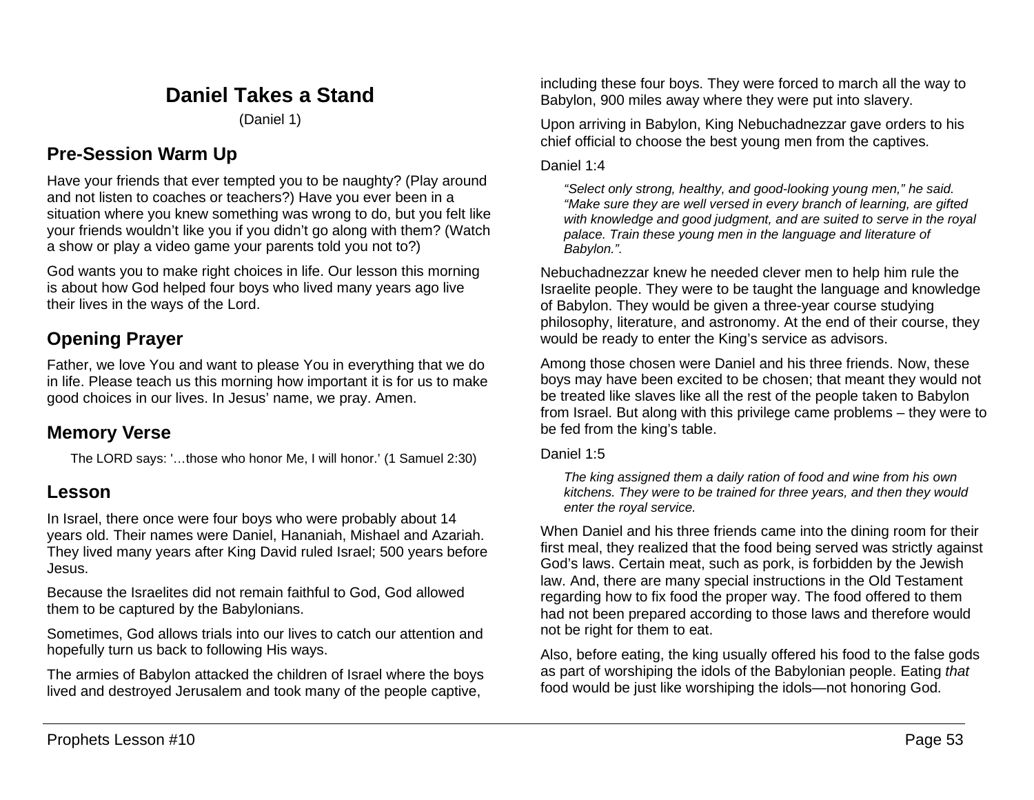# Daniel Takes a Stand

(Daniel 1)

## Pre-Session Warm Up

Have your friends that ever tempted you to be naughty? (Play around and not listen to coaches or teachers?) Have you ever been in a situation where you knew something was wrong to do, but you felt like your friends wouldn't like you if you didn't go along with them? (Watch a show or play a video game your parents told you not to?)

God wants you to make right choices in life. Our lesson this morning is about how God helped four boys who lived many years ago live their lives in the ways of the Lord.

## Opening Prayer

Father, we love You and want to please You in everything that we do in life. Please teach us this morning how important it is for us to make good choices in our lives. In Jesus' name, we pray. Amen.

## Memory Verse

> The LORD says: '…those who honor Me, I will honor.' (1 Samuel 2:30)

## Lesson

In Israel, there once were four boys who were probably about 14 years old. Their names were Daniel, Hananiah, Mishael and Azariah. They lived many years after King David ruled Israel; 500 years before Jesus.

Because the Israelites did not remain faithful to God, God allowed them to be captured by the Babylonians.

Sometimes, God allows trials into our lives to catch our attention and hopefully turn us back to following His ways.

The armies of Babylon attacked the children of Israel where the boys lived and destroyed Jerusalem and took many of the people captive, including these four boys. They were forced to march all the way to Babylon, 900 miles away where they were put into slavery.

Upon arriving in Babylon, King Nebuchadnezzar gave orders to his chief official to choose the best young men from the captives.

Daniel 1:4

> *"Select only strong, healthy, and good-looking young men," he said. "Make sure they are well versed in every branch of learning, are gifted with knowledge and good judgment, and are suited to serve in the royal palace. Train these young men in the language and literature of Babylon.".*

Nebuchadnezzar knew he needed clever men to help him rule the Israelite people. They were to be taught the language and knowledge of Babylon. They would be given a three-year course studying philosophy, literature, and astronomy. At the end of their course, they would be ready to enter the King's service as advisors.

Among those chosen were Daniel and his three friends. Now, these boys may have been excited to be chosen; that meant they would not be treated like slaves like all the rest of the people taken to Babylon from Israel. But along with this privilege came problems – they were to be fed from the king's table.

Daniel 1:5

> *The king assigned them a daily ration of food and wine from his own kitchens. They were to be trained for three years, and then they would enter the royal service.*

When Daniel and his three friends came into the dining room for their first meal, they realized that the food being served was strictly against God's laws. Certain meat, such as pork, is forbidden by the Jewish law. And, there are many special instructions in the Old Testament regarding how to fix food the proper way. The food offered to them had not been prepared according to those laws and therefore would not be right for them to eat.

Also, before eating, the king usually offered his food to the false gods as part of worshiping the idols of the Babylonian people. Eating *that* food would be just like worshiping the idols—not honoring God.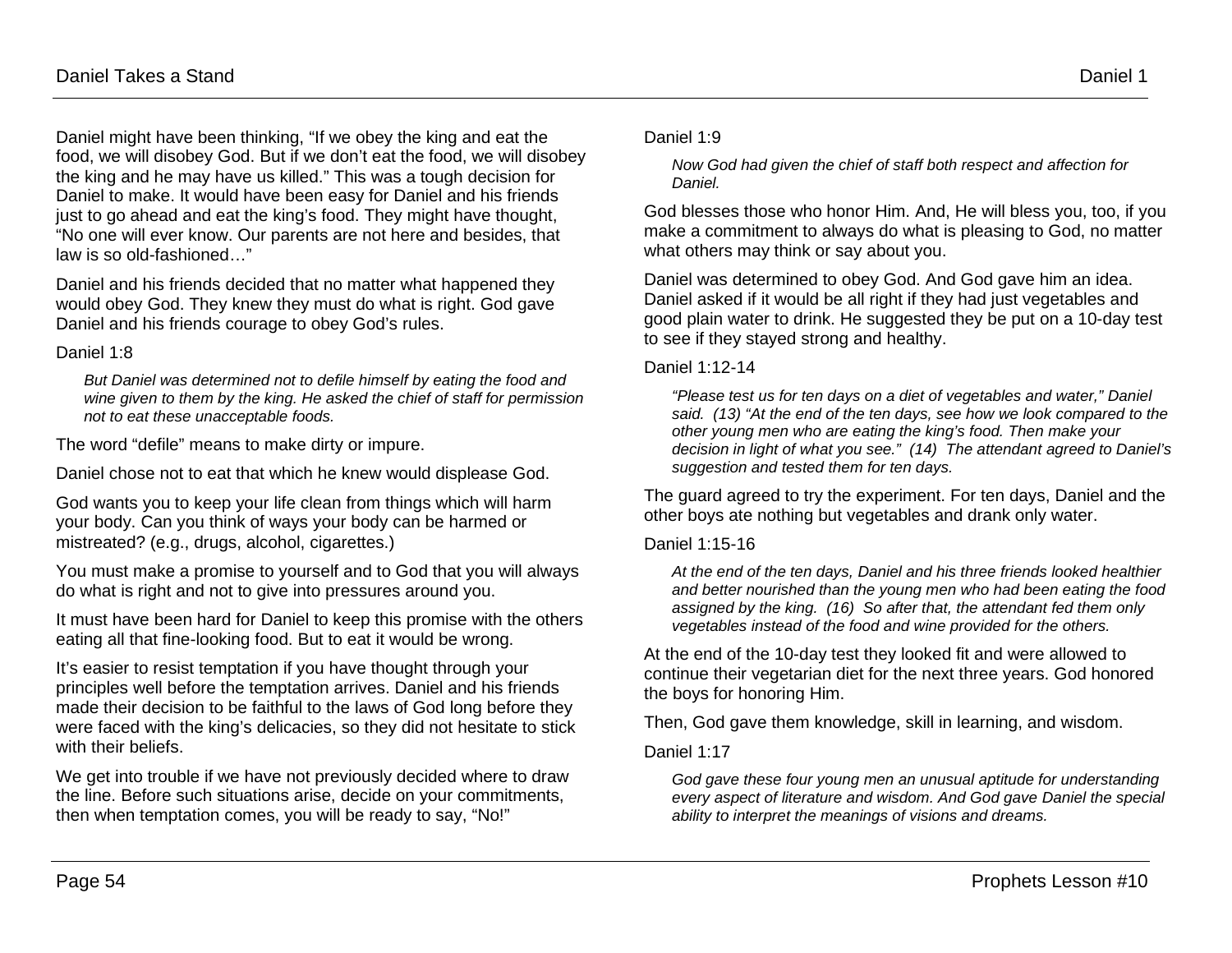Daniel might have been thinking, “If we obey the king and eat the food, we will disobey God. But if we don’t eat the food, we will disobey the king and he may have us killed.” This was a tough decision for Daniel to make. It would have been easy for Daniel and his friends just to go ahead and eat the king’s food. They might have thought, “No one will ever know. Our parents are not here and besides, that law is so old-fashioned…”

Daniel and his friends decided that no matter what happened they would obey God. They knew they must do what is right. God gave Daniel and his friends courage to obey God’s rules.

Daniel 1:8

> *But Daniel was determined not to defile himself by eating the food and wine given to them by the king. He asked the chief of staff for permission not to eat these unacceptable foods.*

The word “defile” means to make dirty or impure.

Daniel chose not to eat that which he knew would displease God.

God wants you to keep your life clean from things which will harm your body. Can you think of ways your body can be harmed or mistreated? (e.g., drugs, alcohol, cigarettes.)

You must make a promise to yourself and to God that you will always do what is right and not to give into pressures around you.

It must have been hard for Daniel to keep this promise with the others eating all that fine-looking food. But to eat it would be wrong.

It’s easier to resist temptation if you have thought through your principles well before the temptation arrives. Daniel and his friends made their decision to be faithful to the laws of God long before they were faced with the king’s delicacies, so they did not hesitate to stick with their beliefs.

We get into trouble if we have not previously decided where to draw the line. Before such situations arise, decide on your commitments, then when temptation comes, you will be ready to say, “No!”

Daniel 1:9

> *Now God had given the chief of staff both respect and affection for Daniel.*

God blesses those who honor Him. And, He will bless you, too, if you make a commitment to always do what is pleasing to God, no matter what others may think or say about you.

Daniel was determined to obey God. And God gave him an idea. Daniel asked if it would be all right if they had just vegetables and good plain water to drink. He suggested they be put on a 10-day test to see if they stayed strong and healthy.

Daniel 1:12-14

> *“Please test us for ten days on a diet of vegetables and water,” Daniel said. (13) “At the end of the ten days, see how we look compared to the other young men who are eating the king’s food. Then make your decision in light of what you see.” (14) The attendant agreed to Daniel’s suggestion and tested them for ten days.*

The guard agreed to try the experiment. For ten days, Daniel and the other boys ate nothing but vegetables and drank only water.

Daniel 1:15-16

> *At the end of the ten days, Daniel and his three friends looked healthier and better nourished than the young men who had been eating the food assigned by the king. (16) So after that, the attendant fed them only vegetables instead of the food and wine provided for the others.*

At the end of the 10-day test they looked fit and were allowed to continue their vegetarian diet for the next three years. God honored the boys for honoring Him.

Then, God gave them knowledge, skill in learning, and wisdom.

Daniel 1:17

> *God gave these four young men an unusual aptitude for understanding every aspect of literature and wisdom. And God gave Daniel the special ability to interpret the meanings of visions and dreams.*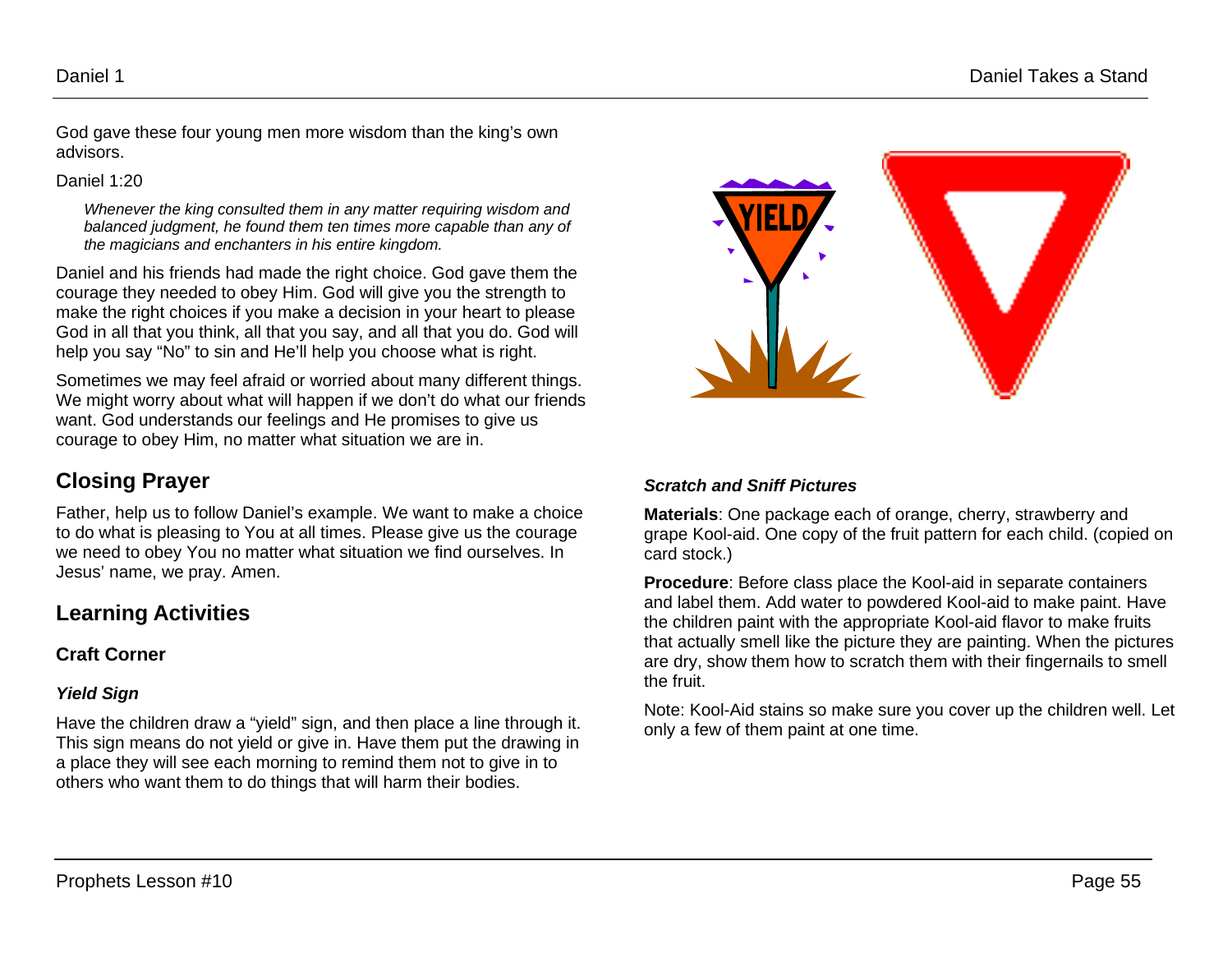God gave these four young men more wisdom than the king's own advisors.

Daniel 1:20

> *Whenever the king consulted them in any matter requiring wisdom and balanced judgment, he found them ten times more capable than any of the magicians and enchanters in his entire kingdom.*

Daniel and his friends had made the right choice. God gave them the courage they needed to obey Him. God will give you the strength to make the right choices if you make a decision in your heart to please God in all that you think, all that you say, and all that you do. God will help you say "No" to sin and He'll help you choose what is right.

Sometimes we may feel afraid or worried about many different things. We might worry about what will happen if we don't do what our friends want. God understands our feelings and He promises to give us courage to obey Him, no matter what situation we are in.

## Closing Prayer

Father, help us to follow Daniel's example. We want to make a choice to do what is pleasing to You at all times. Please give us the courage we need to obey You no matter what situation we find ourselves. In Jesus' name, we pray. Amen.

## Learning Activities

### Craft Corner

#### *Yield Sign*

Have the children draw a "yield" sign, and then place a line through it. This sign means do not yield or give in. Have them put the drawing in a place they will see each morning to remind them not to give in to others who want them to do things that will harm their bodies.

#### *Scratch and Sniff Pictures*

**Materials**: One package each of orange, cherry, strawberry and grape Kool-aid. One copy of the fruit pattern for each child. (copied on card stock.)

**Procedure**: Before class place the Kool-aid in separate containers and label them. Add water to powdered Kool-aid to make paint. Have the children paint with the appropriate Kool-aid flavor to make fruits that actually smell like the picture they are painting. When the pictures are dry, show them how to scratch them with their fingernails to smell the fruit.

Note: Kool-Aid stains so make sure you cover up the children well. Let only a few of them paint at one time.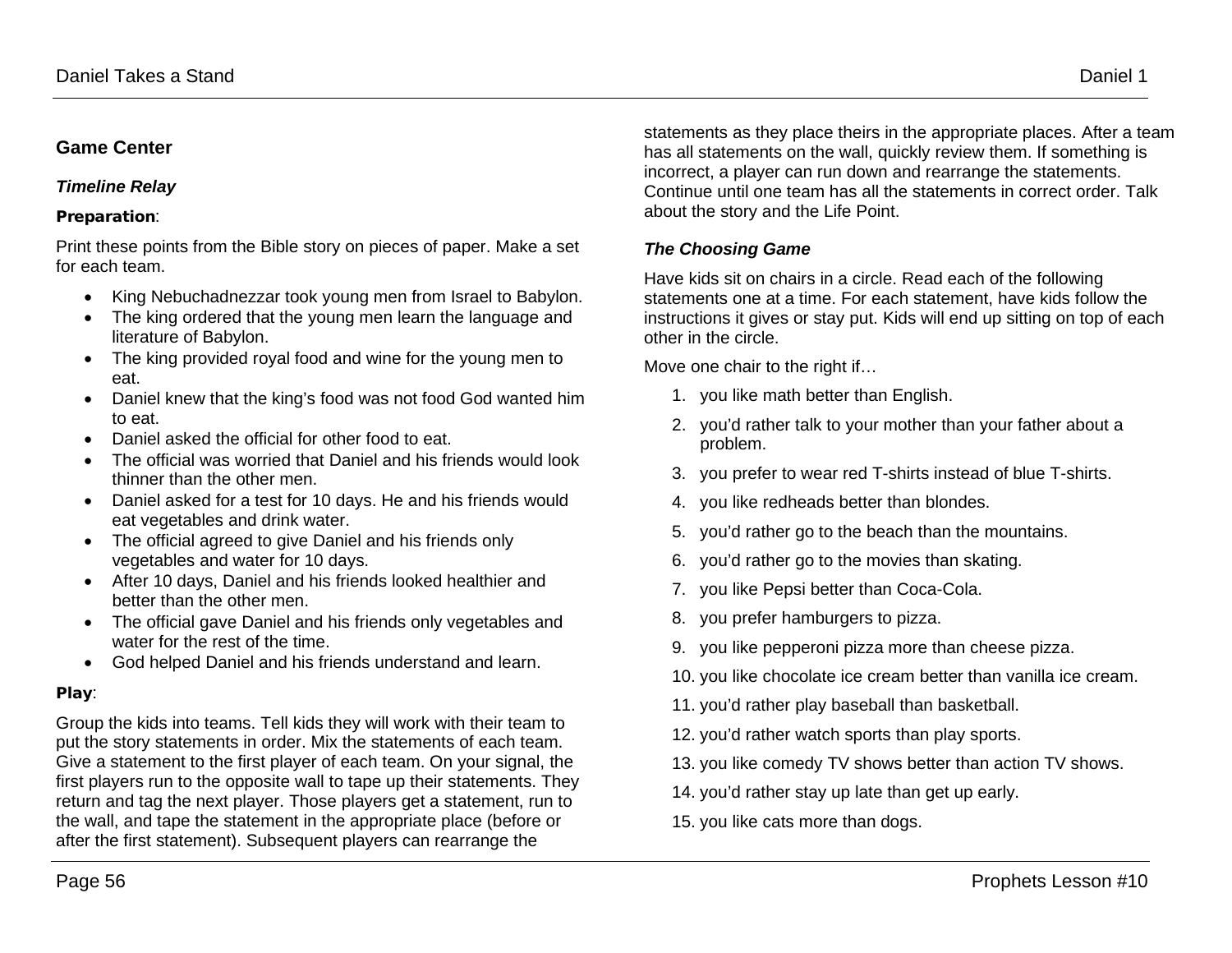## Game Center

### *Timeline Relay*

**Preparation**:

Print these points from the Bible story on pieces of paper. Make a set for each team.

- King Nebuchadnezzar took young men from Israel to Babylon.
- The king ordered that the young men learn the language and literature of Babylon.
- The king provided royal food and wine for the young men to eat.
- Daniel knew that the king's food was not food God wanted him to eat.
- Daniel asked the official for other food to eat.
- The official was worried that Daniel and his friends would look thinner than the other men.
- Daniel asked for a test for 10 days. He and his friends would eat vegetables and drink water.
- The official agreed to give Daniel and his friends only vegetables and water for 10 days.
- After 10 days, Daniel and his friends looked healthier and better than the other men.
- The official gave Daniel and his friends only vegetables and water for the rest of the time.
- God helped Daniel and his friends understand and learn.

**Play**:

Group the kids into teams. Tell kids they will work with their team to put the story statements in order. Mix the statements of each team. Give a statement to the first player of each team. On your signal, the first players run to the opposite wall to tape up their statements. They return and tag the next player. Those players get a statement, run to the wall, and tape the statement in the appropriate place (before or after the first statement). Subsequent players can rearrange the statements as they place theirs in the appropriate places. After a team has all statements on the wall, quickly review them. If something is incorrect, a player can run down and rearrange the statements. Continue until one team has all the statements in correct order. Talk about the story and the Life Point.

### *The Choosing Game*

Have kids sit on chairs in a circle. Read each of the following statements one at a time. For each statement, have kids follow the instructions it gives or stay put. Kids will end up sitting on top of each other in the circle.

Move one chair to the right if…

1. you like math better than English.
2. you'd rather talk to your mother than your father about a problem.
3. you prefer to wear red T-shirts instead of blue T-shirts.
4. you like redheads better than blondes.
5. you'd rather go to the beach than the mountains.
6. you'd rather go to the movies than skating.
7. you like Pepsi better than Coca-Cola.
8. you prefer hamburgers to pizza.
9. you like pepperoni pizza more than cheese pizza.
10. you like chocolate ice cream better than vanilla ice cream.
11. you'd rather play baseball than basketball.
12. you'd rather watch sports than play sports.
13. you like comedy TV shows better than action TV shows.
14. you'd rather stay up late than get up early.
15. you like cats more than dogs.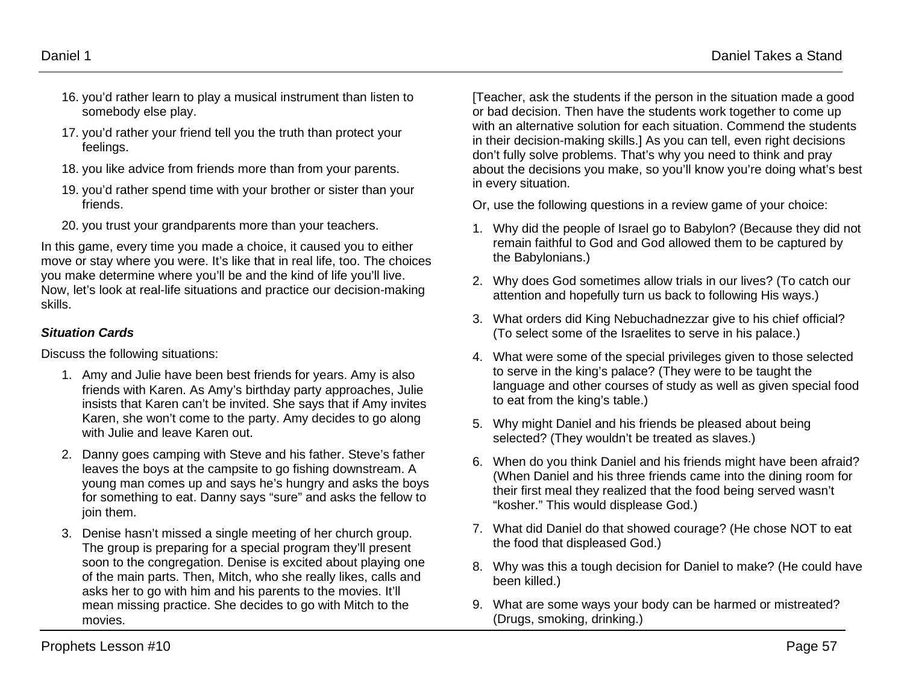16. you'd rather learn to play a musical instrument than listen to somebody else play.
17. you'd rather your friend tell you the truth than protect your feelings.
18. you like advice from friends more than from your parents.
19. you'd rather spend time with your brother or sister than your friends.
20. you trust your grandparents more than your teachers.

In this game, every time you made a choice, it caused you to either move or stay where you were. It's like that in real life, too. The choices you make determine where you'll be and the kind of life you'll live. Now, let's look at real-life situations and practice our decision-making skills.

***Situation Cards***

Discuss the following situations:

1. Amy and Julie have been best friends for years. Amy is also friends with Karen. As Amy's birthday party approaches, Julie insists that Karen can't be invited. She says that if Amy invites Karen, she won't come to the party. Amy decides to go along with Julie and leave Karen out.
2. Danny goes camping with Steve and his father. Steve's father leaves the boys at the campsite to go fishing downstream. A young man comes up and says he's hungry and asks the boys for something to eat. Danny says "sure" and asks the fellow to join them.
3. Denise hasn't missed a single meeting of her church group. The group is preparing for a special program they'll present soon to the congregation. Denise is excited about playing one of the main parts. Then, Mitch, who she really likes, calls and asks her to go with him and his parents to the movies. It'll mean missing practice. She decides to go with Mitch to the movies.

[Teacher, ask the students if the person in the situation made a good or bad decision. Then have the students work together to come up with an alternative solution for each situation. Commend the students in their decision-making skills.] As you can tell, even right decisions don't fully solve problems. That's why you need to think and pray about the decisions you make, so you'll know you're doing what's best in every situation.

Or, use the following questions in a review game of your choice:

1. Why did the people of Israel go to Babylon? (Because they did not remain faithful to God and God allowed them to be captured by the Babylonians.)
2. Why does God sometimes allow trials in our lives? (To catch our attention and hopefully turn us back to following His ways.)
3. What orders did King Nebuchadnezzar give to his chief official? (To select some of the Israelites to serve in his palace.)
4. What were some of the special privileges given to those selected to serve in the king's palace? (They were to be taught the language and other courses of study as well as given special food to eat from the king's table.)
5. Why might Daniel and his friends be pleased about being selected? (They wouldn't be treated as slaves.)
6. When do you think Daniel and his friends might have been afraid? (When Daniel and his three friends came into the dining room for their first meal they realized that the food being served wasn't "kosher." This would displease God.)
7. What did Daniel do that showed courage? (He chose NOT to eat the food that displeased God.)
8. Why was this a tough decision for Daniel to make? (He could have been killed.)
9. What are some ways your body can be harmed or mistreated? (Drugs, smoking, drinking.)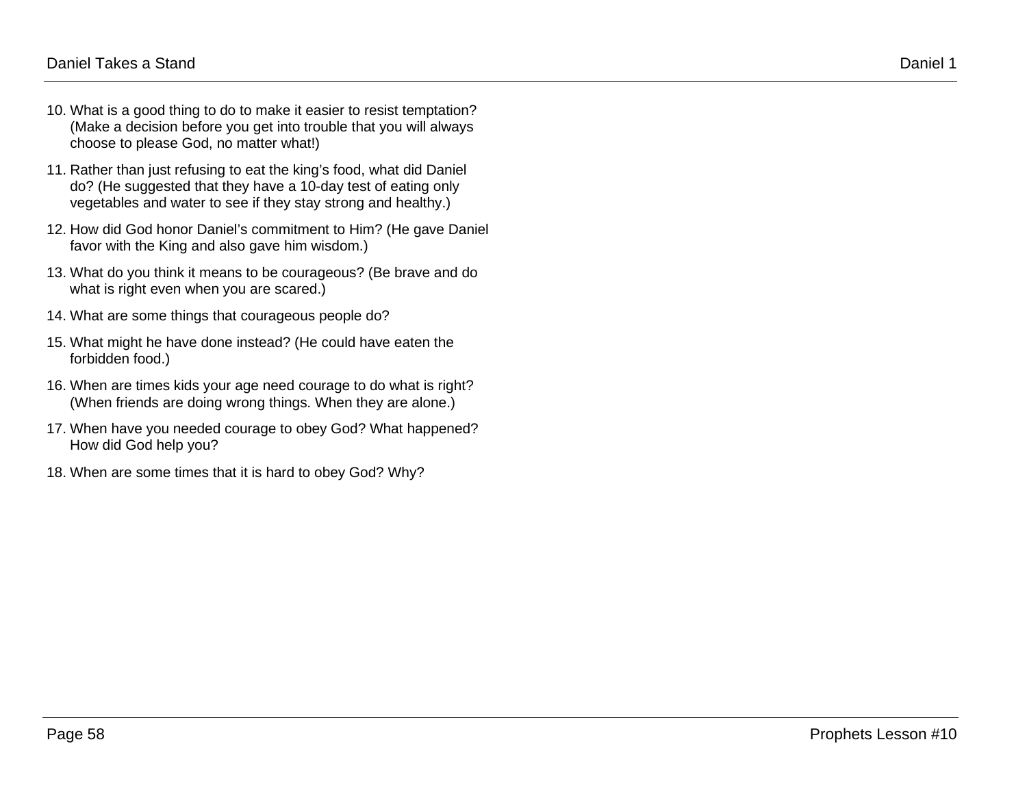10. What is a good thing to do to make it easier to resist temptation? (Make a decision before you get into trouble that you will always choose to please God, no matter what!)
11. Rather than just refusing to eat the king's food, what did Daniel do? (He suggested that they have a 10-day test of eating only vegetables and water to see if they stay strong and healthy.)
12. How did God honor Daniel's commitment to Him? (He gave Daniel favor with the King and also gave him wisdom.)
13. What do you think it means to be courageous? (Be brave and do what is right even when you are scared.)
14. What are some things that courageous people do?
15. What might he have done instead? (He could have eaten the forbidden food.)
16. When are times kids your age need courage to do what is right? (When friends are doing wrong things. When they are alone.)
17. When have you needed courage to obey God? What happened? How did God help you?
18. When are some times that it is hard to obey God? Why?